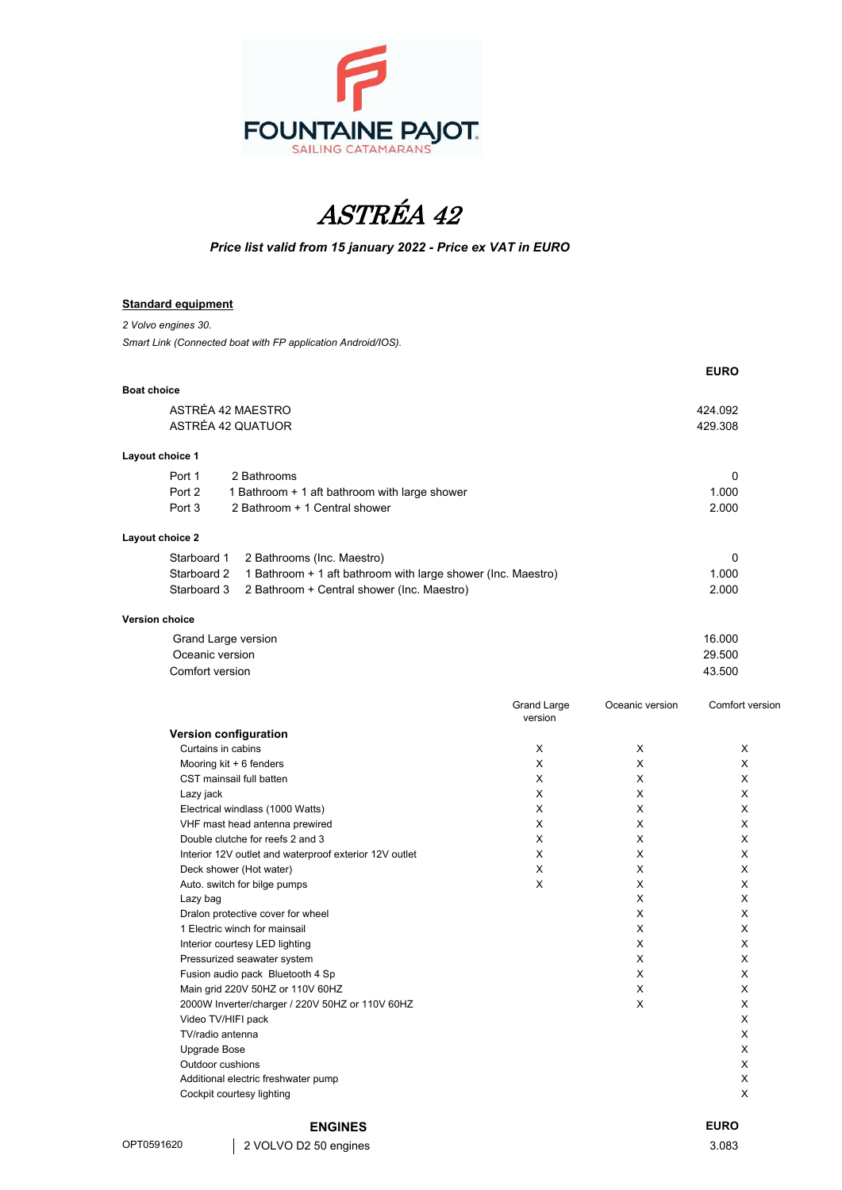FOUNTAINE PAJOT
SAILING CATAMARANS

# *ASTRÉA 42*

***Price list valid from 15 january 2022 - Price ex VAT in EURO***

**Standard equipment**

*2 Volvo engines 30.*

*Smart Link (Connected boat with FP application Android/IOS).*

| | | EURO |
|---|---|---|
| **Boat choice** | | |
| ASTRÉA 42 MAESTRO | | 424.092 |
| ASTRÉA 42 QUATUOR | | 429.308 |
| **Layout choice 1** | | |
| Port 1 | 2 Bathrooms | 0 |
| Port 2 | 1 Bathroom + 1 aft bathroom with large shower | 1.000 |
| Port 3 | 2 Bathroom + 1 Central shower | 2.000 |
| **Layout choice 2** | | |
| Starboard 1 | 2 Bathrooms (Inc. Maestro) | 0 |
| Starboard 2 | 1 Bathroom + 1 aft bathroom with large shower (Inc. Maestro) | 1.000 |
| Starboard 3 | 2 Bathroom + Central shower (Inc. Maestro) | 2.000 |
| **Version choice** | | |
| Grand Large version | | 16.000 |
| Oceanic version | | 29.500 |
| Comfort version | | 43.500 |

| **Version configuration** | Grand Large version | Oceanic version | Comfort version |
|---|---|---|---|
| Curtains in cabins | X | X | X |
| Mooring kit + 6 fenders | X | X | X |
| CST mainsail full batten | X | X | X |
| Lazy jack | X | X | X |
| Electrical windlass (1000 Watts) | X | X | X |
| VHF mast head antenna prewired | X | X | X |
| Double clutche for reefs 2 and 3 | X | X | X |
| Interior 12V outlet and waterproof exterior 12V outlet | X | X | X |
| Deck shower (Hot water) | X | X | X |
| Auto. switch for bilge pumps | X | X | X |
| Lazy bag | | X | X |
| Dralon protective cover for wheel | | X | X |
| 1 Electric winch for mainsail | | X | X |
| Interior courtesy LED lighting | | X | X |
| Pressurized seawater system | | X | X |
| Fusion audio pack Bluetooth 4 Sp | | X | X |
| Main grid 220V 50HZ or 110V 60HZ | | X | X |
| 2000W Inverter/charger / 220V 50HZ or 110V 60HZ | | X | X |
| Video TV/HIFI pack | | | X |
| TV/radio antenna | | | X |
| Upgrade Bose | | | X |
| Outdoor cushions | | | X |
| Additional electric freshwater pump | | | X |
| Cockpit courtesy lighting | | | X |

| | **ENGINES** | **EURO** |
|---|---|---|
| OPT0591620 | 2 VOLVO D2 50 engines | 3.083 |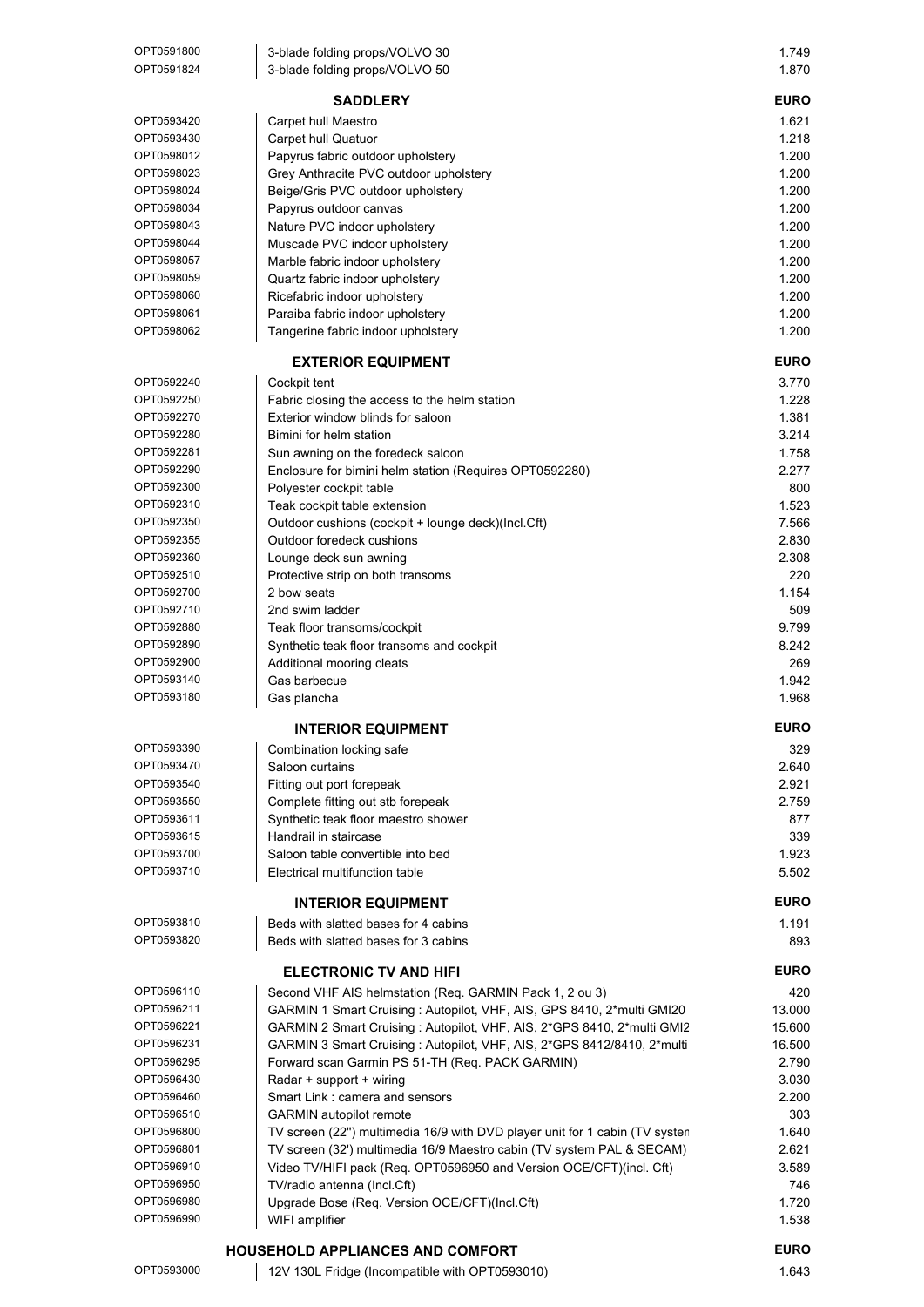| | | |
|---|---|---|
| OPT0591800 | 3-blade folding props/VOLVO 30 | 1.749 |
| OPT0591824 | 3-blade folding props/VOLVO 50 | 1.870 |

| | **SADDLERY** | **EURO** |
|---|---|---|
| OPT0593420 | Carpet hull Maestro | 1.621 |
| OPT0593430 | Carpet hull Quatuor | 1.218 |
| OPT0598012 | Papyrus fabric outdoor upholstery | 1.200 |
| OPT0598023 | Grey Anthracite PVC outdoor upholstery | 1.200 |
| OPT0598024 | Beige/Gris PVC outdoor upholstery | 1.200 |
| OPT0598034 | Papyrus outdoor canvas | 1.200 |
| OPT0598043 | Nature PVC indoor upholstery | 1.200 |
| OPT0598044 | Muscade PVC indoor upholstery | 1.200 |
| OPT0598057 | Marble fabric indoor upholstery | 1.200 |
| OPT0598059 | Quartz fabric indoor upholstery | 1.200 |
| OPT0598060 | Ricefabric indoor upholstery | 1.200 |
| OPT0598061 | Paraiba fabric indoor upholstery | 1.200 |
| OPT0598062 | Tangerine fabric indoor upholstery | 1.200 |

| | **EXTERIOR EQUIPMENT** | **EURO** |
|---|---|---|
| OPT0592240 | Cockpit tent | 3.770 |
| OPT0592250 | Fabric closing the access to the helm station | 1.228 |
| OPT0592270 | Exterior window blinds for saloon | 1.381 |
| OPT0592280 | Bimini for helm station | 3.214 |
| OPT0592281 | Sun awning on the foredeck saloon | 1.758 |
| OPT0592290 | Enclosure for bimini helm station (Requires OPT0592280) | 2.277 |
| OPT0592300 | Polyester cockpit table | 800 |
| OPT0592310 | Teak cockpit table extension | 1.523 |
| OPT0592350 | Outdoor cushions (cockpit + lounge deck)(Incl.Cft) | 7.566 |
| OPT0592355 | Outdoor foredeck cushions | 2.830 |
| OPT0592360 | Lounge deck sun awning | 2.308 |
| OPT0592510 | Protective strip on both transoms | 220 |
| OPT0592700 | 2 bow seats | 1.154 |
| OPT0592710 | 2nd swim ladder | 509 |
| OPT0592880 | Teak floor transoms/cockpit | 9.799 |
| OPT0592890 | Synthetic teak floor transoms and cockpit | 8.242 |
| OPT0592900 | Additional mooring cleats | 269 |
| OPT0593140 | Gas barbecue | 1.942 |
| OPT0593180 | Gas plancha | 1.968 |

| | **INTERIOR EQUIPMENT** | **EURO** |
|---|---|---|
| OPT0593390 | Combination locking safe | 329 |
| OPT0593470 | Saloon curtains | 2.640 |
| OPT0593540 | Fitting out port forepeak | 2.921 |
| OPT0593550 | Complete fitting out stb forepeak | 2.759 |
| OPT0593611 | Synthetic teak floor maestro shower | 877 |
| OPT0593615 | Handrail in staircase | 339 |
| OPT0593700 | Saloon table convertible into bed | 1.923 |
| OPT0593710 | Electrical multifunction table | 5.502 |

| | **INTERIOR EQUIPMENT** | **EURO** |
|---|---|---|
| OPT0593810 | Beds with slatted bases for 4 cabins | 1.191 |
| OPT0593820 | Beds with slatted bases for 3 cabins | 893 |

| | **ELECTRONIC TV AND HIFI** | **EURO** |
|---|---|---|
| OPT0596110 | Second VHF AIS helmstation (Req. GARMIN Pack 1, 2 ou 3) | 420 |
| OPT0596211 | GARMIN 1 Smart Cruising : Autopilot, VHF, AIS, GPS 8410, 2*multi GMI20 | 13.000 |
| OPT0596221 | GARMIN 2 Smart Cruising : Autopilot, VHF, AIS, 2*GPS 8410, 2*multi GMI2 | 15.600 |
| OPT0596231 | GARMIN 3 Smart Cruising : Autopilot, VHF, AIS, 2*GPS 8412/8410, 2*multi | 16.500 |
| OPT0596295 | Forward scan Garmin PS 51-TH (Req. PACK GARMIN) | 2.790 |
| OPT0596430 | Radar + support + wiring | 3.030 |
| OPT0596460 | Smart Link : camera and sensors | 2.200 |
| OPT0596510 | GARMIN autopilot remote | 303 |
| OPT0596800 | TV screen (22'') multimedia 16/9 with DVD player unit for 1 cabin (TV systen | 1.640 |
| OPT0596801 | TV screen (32') multimedia 16/9 Maestro cabin (TV system PAL & SECAM) | 2.621 |
| OPT0596910 | Video TV/HIFI pack (Req. OPT0596950 and Version OCE/CFT)(incl. Cft) | 3.589 |
| OPT0596950 | TV/radio antenna (Incl.Cft) | 746 |
| OPT0596980 | Upgrade Bose (Req. Version OCE/CFT)(Incl.Cft) | 1.720 |
| OPT0596990 | WIFI amplifier | 1.538 |

| | **HOUSEHOLD APPLIANCES AND COMFORT** | **EURO** |
|---|---|---|
| OPT0593000 | 12V 130L Fridge (Incompatible with OPT0593010) | 1.643 |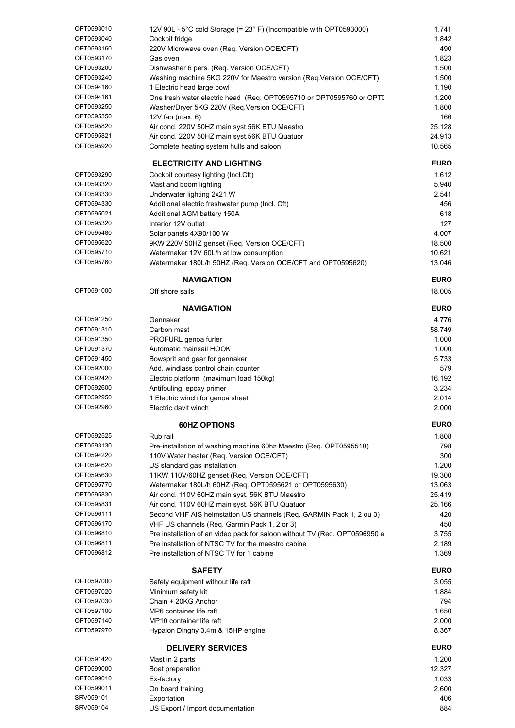| | | |
|---|---|---|
| OPT0593010 | 12V 90L - 5°C cold Storage (= 23° F) (Incompatible with OPT0593000) | 1.741 |
| OPT0593040 | Cockpit fridge | 1.842 |
| OPT0593160 | 220V Microwave oven (Req. Version OCE/CFT) | 490 |
| OPT0593170 | Gas oven | 1.823 |
| OPT0593200 | Dishwasher 6 pers. (Req. Version OCE/CFT) | 1.500 |
| OPT0593240 | Washing machine 5KG 220V for Maestro version (Req.Version OCE/CFT) | 1.500 |
| OPT0594160 | 1 Electric head large bowl | 1.190 |
| OPT0594161 | One fresh water electric head (Req. OPT0595710 or OPT0595760 or OPT( | 1.200 |
| OPT0593250 | Washer/Dryer 5KG 220V (Req.Version OCE/CFT) | 1.800 |
| OPT0595350 | 12V fan (max. 6) | 166 |
| OPT0595820 | Air cond. 220V 50HZ main syst.56K BTU Maestro | 25.128 |
| OPT0595821 | Air cond. 220V 50HZ main syst.56K BTU Quatuor | 24.913 |
| OPT0595920 | Complete heating system hulls and saloon | 10.565 |

| | **ELECTRICITY AND LIGHTING** | **EURO** |
|---|---|---|
| OPT0593290 | Cockpit courtesy lighting (Incl.Cft) | 1.612 |
| OPT0593320 | Mast and boom lighting | 5.940 |
| OPT0593330 | Underwater lighting 2x21 W | 2.541 |
| OPT0594330 | Additional electric freshwater pump (Incl. Cft) | 456 |
| OPT0595021 | Additional AGM battery 150A | 618 |
| OPT0595320 | Interior 12V outlet | 127 |
| OPT0595480 | Solar panels 4X90/100 W | 4.007 |
| OPT0595620 | 9KW 220V 50HZ genset (Req. Version OCE/CFT) | 18.500 |
| OPT0595710 | Watermaker 12V 60L/h at low consumption | 10.621 |
| OPT0595760 | Watermaker 180L/h 50HZ (Req. Version OCE/CFT and OPT0595620) | 13.046 |

| | **NAVIGATION** | **EURO** |
|---|---|---|
| OPT0591000 | Off shore sails | 18.005 |

| | **NAVIGATION** | **EURO** |
|---|---|---|
| OPT0591250 | Gennaker | 4.776 |
| OPT0591310 | Carbon mast | 58.749 |
| OPT0591350 | PROFURL genoa furler | 1.000 |
| OPT0591370 | Automatic mainsail HOOK | 1.000 |
| OPT0591450 | Bowsprit and gear for gennaker | 5.733 |
| OPT0592000 | Add. windlass control chain counter | 579 |
| OPT0592420 | Electric platform (maximum load 150kg) | 16.192 |
| OPT0592600 | Antifouling, epoxy primer | 3.234 |
| OPT0592950 | 1 Electric winch for genoa sheet | 2.014 |
| OPT0592960 | Electric davit winch | 2.000 |

| | **60HZ OPTIONS** | **EURO** |
|---|---|---|
| OPT0592525 | Rub rail | 1.808 |
| OPT0593130 | Pre-installation of washing machine 60hz Maestro (Req. OPT0595510) | 798 |
| OPT0594220 | 110V Water heater (Req. Version OCE/CFT) | 300 |
| OPT0594620 | US standard gas installation | 1.200 |
| OPT0595630 | 11KW 110V/60HZ genset (Req. Version OCE/CFT) | 19.300 |
| OPT0595770 | Watermaker 180L/h 60HZ (Req. OPT0595621 or OPT0595630) | 13.063 |
| OPT0595830 | Air cond. 110V 60HZ main syst. 56K BTU Maestro | 25.419 |
| OPT0595831 | Air cond. 110V 60HZ main syst. 56K BTU Quatuor | 25.166 |
| OPT0596111 | Second VHF AIS helmstation US channels (Req. GARMIN Pack 1, 2 ou 3) | 420 |
| OPT0596170 | VHF US channels (Req. Garmin Pack 1, 2 or 3) | 450 |
| OPT0596810 | Pre installation of an video pack for saloon without TV (Req. OPT0596950 a | 3.755 |
| OPT0596811 | Pre installation of NTSC TV for the maestro cabine | 2.189 |
| OPT0596812 | Pre installation of NTSC TV for 1 cabine | 1.369 |

| | **SAFETY** | **EURO** |
|---|---|---|
| OPT0597000 | Safety equipment without life raft | 3.055 |
| OPT0597020 | Minimum safety kit | 1.884 |
| OPT0597030 | Chain + 20KG Anchor | 794 |
| OPT0597100 | MP6 container life raft | 1.650 |
| OPT0597140 | MP10 container life raft | 2.000 |
| OPT0597970 | Hypalon Dinghy 3.4m & 15HP engine | 8.367 |

| | **DELIVERY SERVICES** | **EURO** |
|---|---|---|
| OPT0591420 | Mast in 2 parts | 1.200 |
| OPT0599000 | Boat preparation | 12.327 |
| OPT0599010 | Ex-factory | 1.033 |
| OPT0599011 | On board training | 2.600 |
| SRV059101 | Exportation | 406 |
| SRV059104 | US Export / Import documentation | 884 |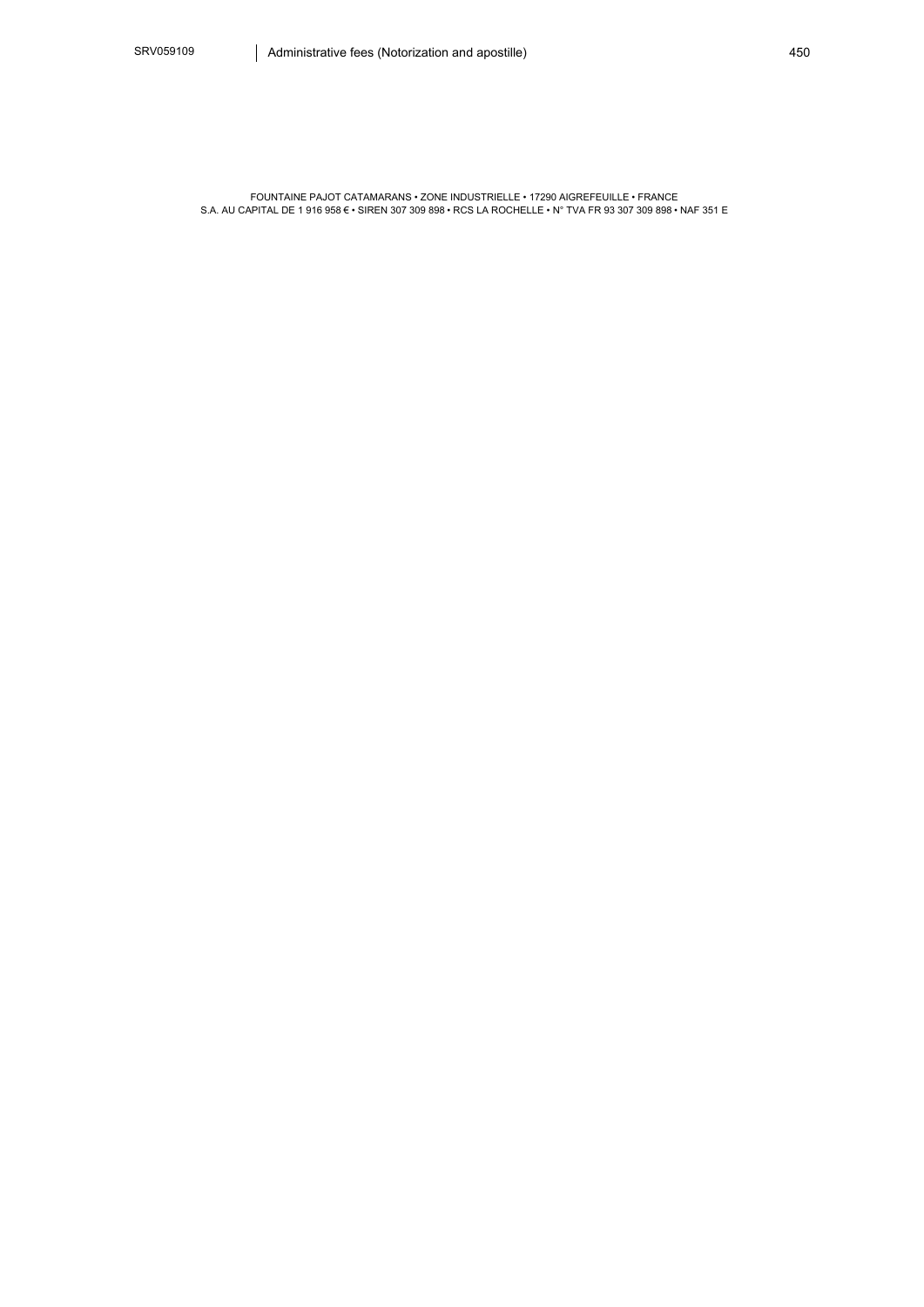| | | |
|---|---|---|
| SRV059109 | Administrative fees (Notorization and apostille) | 450 |